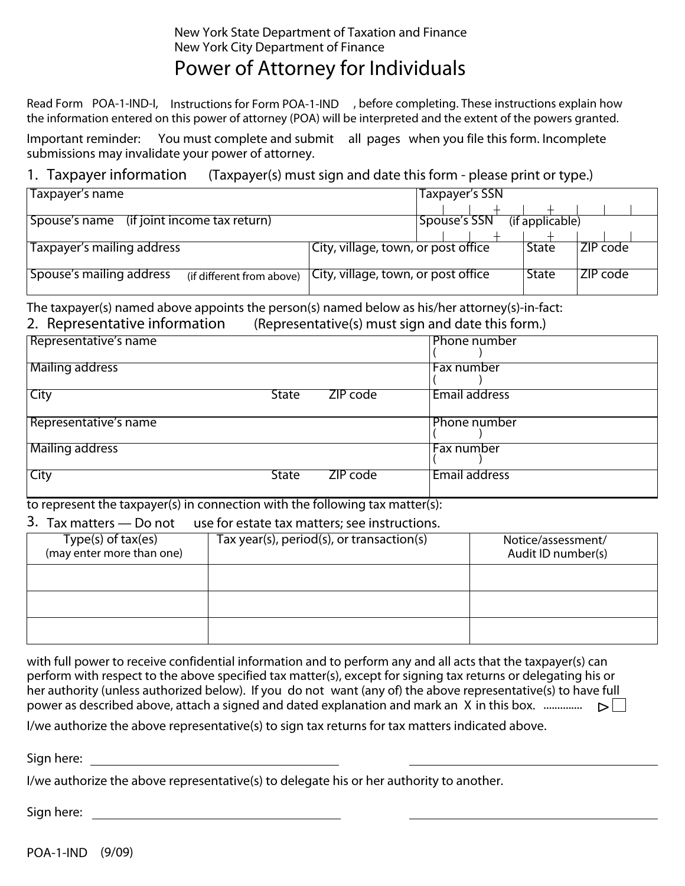New York State Department of Taxation and Finance
New York City Department of Finance

# Power of Attorney for Individuals

Read Form POA-1-IND-I, Instructions for Form POA-1-IND, before completing. These instructions explain how the information entered on this power of attorney (POA) will be interpreted and the extent of the powers granted.

Important reminder: You must complete and submit all pages when you file this form. Incomplete submissions may invalidate your power of attorney.

## 1. Taxpayer information (Taxpayer(s) must sign and date this form - please print or type.)

| Taxpayer's name | | Taxpayer's SSN | |
|---|---|---|---|
| Spouse's name (if joint income tax return) | | Spouse's SSN (if applicable) | |
| Taxpayer's mailing address | City, village, town, or post office | State | ZIP code |
| Spouse's mailing address (if different from above) | City, village, town, or post office | State | ZIP code |

The taxpayer(s) named above appoints the person(s) named below as his/her attorney(s)-in-fact:

## 2. Representative information (Representative(s) must sign and date this form.)

| Representative's name | | | Phone number ( ) |
|---|---|---|---|
| Mailing address | | | Fax number ( ) |
| City | State | ZIP code | Email address |
| Representative's name | | | Phone number ( ) |
| Mailing address | | | Fax number ( ) |
| City | State | ZIP code | Email address |

to represent the taxpayer(s) in connection with the following tax matter(s):

## 3. Tax matters — Do not use for estate tax matters; see instructions.

| Type(s) of tax(es) (may enter more than one) | Tax year(s), period(s), or transaction(s) | Notice/assessment/ Audit ID number(s) |
|---|---|---|
| | | |
| | | |
| | | |

with full power to receive confidential information and to perform any and all acts that the taxpayer(s) can perform with respect to the above specified tax matter(s), except for signing tax returns or delegating his or her authority (unless authorized below). If you do not want (any of) the above representative(s) to have full power as described above, attach a signed and dated explanation and mark an X in this box. ............. ▷ ☐

I/we authorize the above representative(s) to sign tax returns for tax matters indicated above.

Sign here: ______________________________ ______________________________

I/we authorize the above representative(s) to delegate his or her authority to another.

Sign here: ______________________________ ______________________________

POA-1-IND (9/09)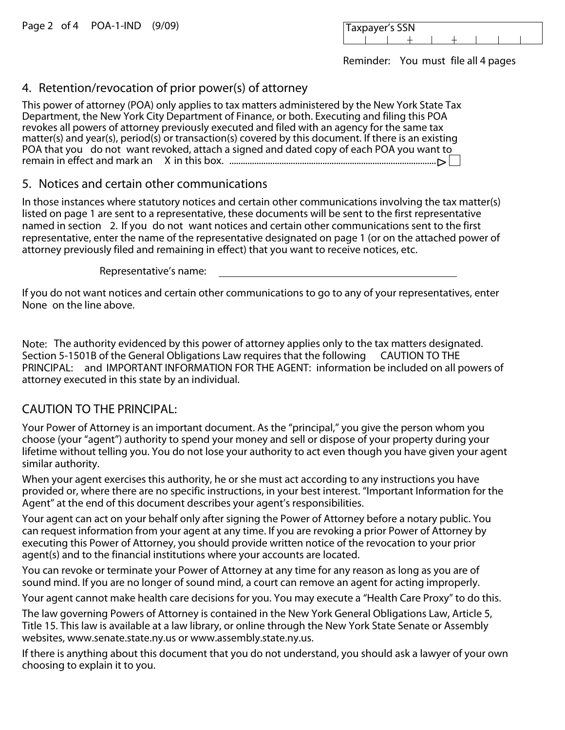Taxpayer's SSN

Reminder: You must file all 4 pages

## 4. Retention/revocation of prior power(s) of attorney

This power of attorney (POA) only applies to tax matters administered by the New York State Tax Department, the New York City Department of Finance, or both. Executing and filing this POA revokes all powers of attorney previously executed and filed with an agency for the same tax matter(s) and year(s), period(s) or transaction(s) covered by this document. If there is an existing POA that you **do not** want revoked, attach a signed and dated copy of each POA you want to remain in effect and mark an **X** in this box. ........................................................................................ ▷ ☐

## 5. Notices and certain other communications

In those instances where statutory notices and certain other communications involving the tax matter(s) listed on page 1 are sent to a representative, these documents will be sent to the first representative named in section **2.** If you **do not** want notices and certain other communications sent to the first representative, enter the name of the representative designated on page 1 (or on the attached power of attorney previously filed and remaining in effect) that you want to receive notices, etc.

Representative's name: ______________________________________________

If you do not want notices and certain other communications to go to any of your representatives, enter **None** on the line above.

**Note:** The authority evidenced by this power of attorney applies only to the tax matters designated. Section 5-1501B of the General Obligations Law requires that the following **CAUTION TO THE PRINCIPAL:** and **IMPORTANT INFORMATION FOR THE AGENT:** information be included on all powers of attorney executed in this state by an individual.

## CAUTION TO THE PRINCIPAL:

Your Power of Attorney is an important document. As the "principal," you give the person whom you choose (your "agent") authority to spend your money and sell or dispose of your property during your lifetime without telling you. You do not lose your authority to act even though you have given your agent similar authority.

When your agent exercises this authority, he or she must act according to any instructions you have provided or, where there are no specific instructions, in your best interest. "Important Information for the Agent" at the end of this document describes your agent's responsibilities.

Your agent can act on your behalf only after signing the Power of Attorney before a notary public. You can request information from your agent at any time. If you are revoking a prior Power of Attorney by executing this Power of Attorney, you should provide written notice of the revocation to your prior agent(s) and to the financial institutions where your accounts are located.

You can revoke or terminate your Power of Attorney at any time for any reason as long as you are of sound mind. If you are no longer of sound mind, a court can remove an agent for acting improperly.

Your agent cannot make health care decisions for you. You may execute a "Health Care Proxy" to do this.

The law governing Powers of Attorney is contained in the New York General Obligations Law, Article 5, Title 15. This law is available at a law library, or online through the New York State Senate or Assembly websites, www.senate.state.ny.us or www.assembly.state.ny.us.

If there is anything about this document that you do not understand, you should ask a lawyer of your own choosing to explain it to you.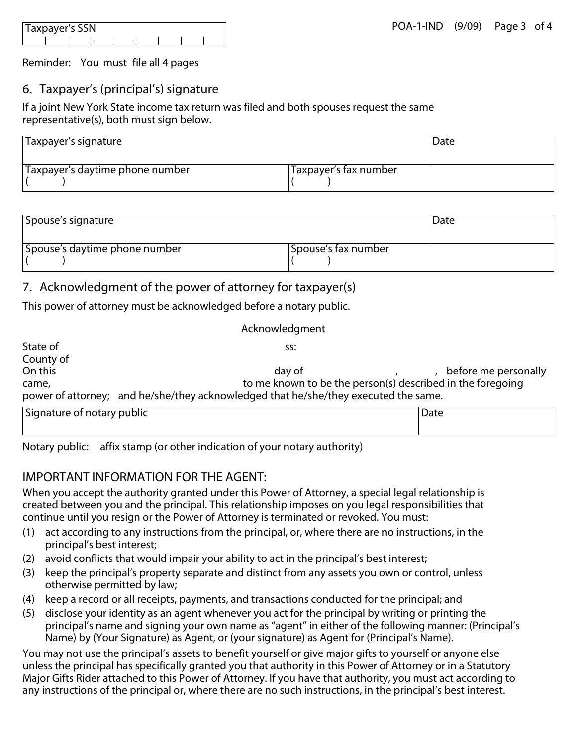| Taxpayer's SSN |
|---|
| |

Reminder: You must file all 4 pages

## 6. Taxpayer's (principal's) signature

If a joint New York State income tax return was filed and both spouses request the same representative(s), both must sign below.

| Taxpayer's signature | | Date |
|---|---|---|
| Taxpayer's daytime phone number<br>( ) | Taxpayer's fax number<br>( ) | |

| Spouse's signature | | Date |
|---|---|---|
| Spouse's daytime phone number<br>( ) | Spouse's fax number<br>( ) | |

## 7. Acknowledgment of the power of attorney for taxpayer(s)

This power of attorney must be acknowledged before a notary public.

Acknowledgment

State of ss:
County of
On this day of , , before me personally came, to me known to be the person(s) described in the foregoing power of attorney; and he/she/they acknowledged that he/she/they executed the same.

| Signature of notary public | Date |
|---|---|
| | |

Notary public: affix stamp (or other indication of your notary authority)

## IMPORTANT INFORMATION FOR THE AGENT:

When you accept the authority granted under this Power of Attorney, a special legal relationship is created between you and the principal. This relationship imposes on you legal responsibilities that continue until you resign or the Power of Attorney is terminated or revoked. You must:

(1) act according to any instructions from the principal, or, where there are no instructions, in the principal's best interest;
(2) avoid conflicts that would impair your ability to act in the principal's best interest;
(3) keep the principal's property separate and distinct from any assets you own or control, unless otherwise permitted by law;
(4) keep a record or all receipts, payments, and transactions conducted for the principal; and
(5) disclose your identity as an agent whenever you act for the principal by writing or printing the principal's name and signing your own name as "agent" in either of the following manner: (Principal's Name) by (Your Signature) as Agent, or (your signature) as Agent for (Principal's Name).

You may not use the principal's assets to benefit yourself or give major gifts to yourself or anyone else unless the principal has specifically granted you that authority in this Power of Attorney or in a Statutory Major Gifts Rider attached to this Power of Attorney. If you have that authority, you must act according to any instructions of the principal or, where there are no such instructions, in the principal's best interest.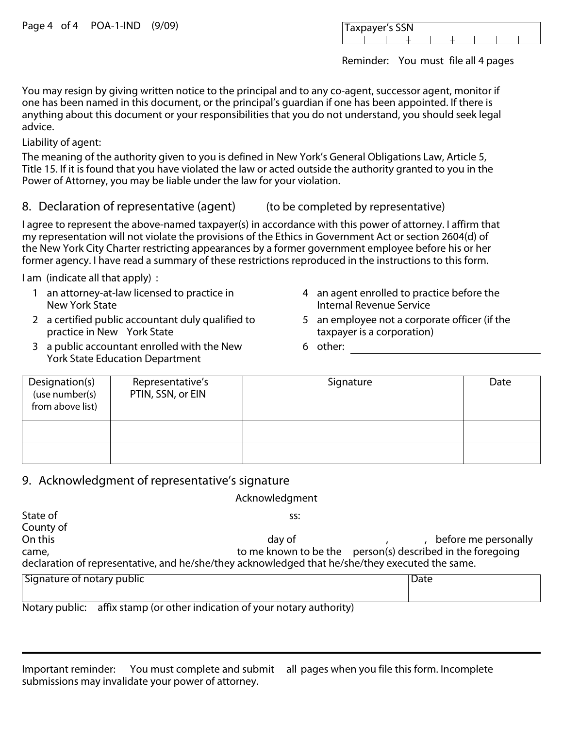Taxpayer's SSN

Reminder: You must file all 4 pages

You may resign by giving written notice to the principal and to any co-agent, successor agent, monitor if one has been named in this document, or the principal's guardian if one has been appointed. If there is anything about this document or your responsibilities that you do not understand, you should seek legal advice.

Liability of agent:

The meaning of the authority given to you is defined in New York's General Obligations Law, Article 5, Title 15. If it is found that you have violated the law or acted outside the authority granted to you in the Power of Attorney, you may be liable under the law for your violation.

## 8. Declaration of representative (agent) (to be completed by representative)

I agree to represent the above-named taxpayer(s) in accordance with this power of attorney. I affirm that my representation will not violate the provisions of the Ethics in Government Act or section 2604(d) of the New York City Charter restricting appearances by a former government employee before his or her former agency. I have read a summary of these restrictions reproduced in the instructions to this form.

I am (indicate all that apply) :

1. an attorney-at-law licensed to practice in New York State
2. a certified public accountant duly qualified to practice in New York State
3. a public accountant enrolled with the New York State Education Department
4. an agent enrolled to practice before the Internal Revenue Service
5. an employee not a corporate officer (if the taxpayer is a corporation)
6. other: ______________________

| Designation(s) (use number(s) from above list) | Representative's PTIN, SSN, or EIN | Signature | Date |
|---|---|---|---|
| | | | |
| | | | |

## 9. Acknowledgment of representative's signature

Acknowledgment

State of ss:
County of
On this day of , , before me personally came, to me known to be the person(s) described in the foregoing declaration of representative, and he/she/they acknowledged that he/she/they executed the same.

| Signature of notary public | Date |
|---|---|
| | |

Notary public: affix stamp (or other indication of your notary authority)

Important reminder: You must complete and submit all pages when you file this form. Incomplete submissions may invalidate your power of attorney.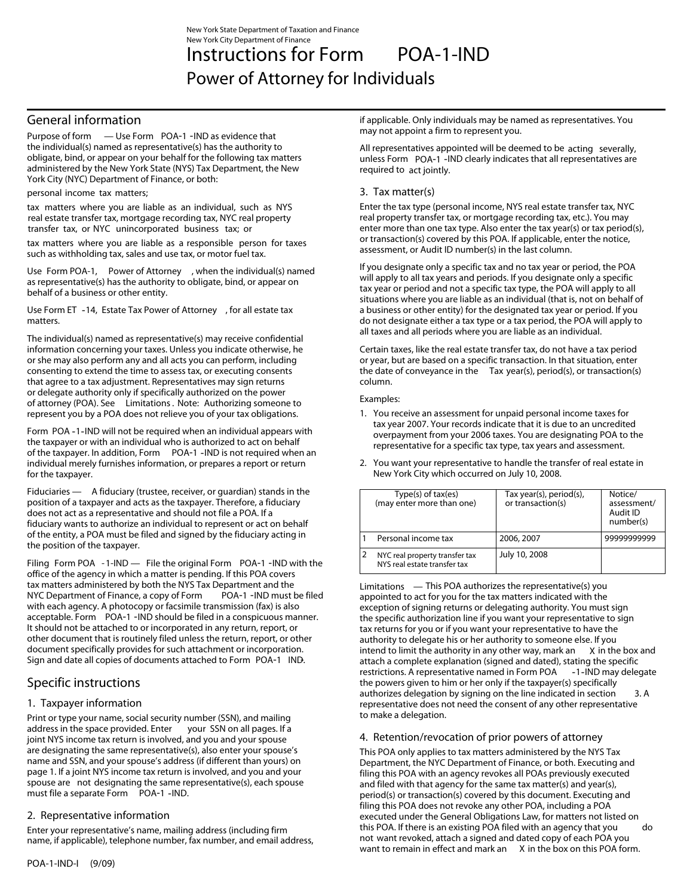New York State Department of Taxation and Finance
New York City Department of Finance

# Instructions for Form POA-1-IND
## Power of Attorney for Individuals

## General information

**Purpose of form** — Use Form POA-1-IND as evidence that the individual(s) named as representative(s) has the authority to obligate, bind, or appear on your behalf for the following tax matters administered by the New York State (NYS) Tax Department, the New York City (NYC) Department of Finance, or both:

personal income tax matters;

tax matters where you are liable as an individual, such as NYS real estate transfer tax, mortgage recording tax, NYC real property transfer tax, or NYC unincorporated business tax; or

tax matters where you are liable as a responsible person for taxes such as withholding tax, sales and use tax, or motor fuel tax.

Use Form POA-1, *Power of Attorney*, when the individual(s) named as representative(s) has the authority to obligate, bind, or appear on behalf of a business or other entity.

Use Form ET-14, *Estate Tax Power of Attorney*, for all estate tax matters.

The individual(s) named as representative(s) may receive confidential information concerning your taxes. Unless you indicate otherwise, he or she may also perform any and all acts you can perform, including consenting to extend the time to assess tax, or executing consents that agree to a tax adjustment. Representatives may sign returns or delegate authority only if specifically authorized on the power of attorney (POA). See *Limitations*. Note: Authorizing someone to represent you by a POA does not relieve you of your tax obligations.

Form POA-1-IND will not be required when an individual appears with the taxpayer or with an individual who is authorized to act on behalf of the taxpayer. In addition, Form POA-1-IND is not required when an individual merely furnishes information, or prepares a report or return for the taxpayer.

**Fiduciaries** — A fiduciary (trustee, receiver, or guardian) stands in the position of a taxpayer and acts as the taxpayer. Therefore, a fiduciary does not act as a representative and should not file a POA. If a fiduciary wants to authorize an individual to represent or act on behalf of the entity, a POA must be filed and signed by the fiduciary acting in the position of the taxpayer.

**Filing Form POA-1-IND** — File the original Form POA-1-IND with the office of the agency in which a matter is pending. If this POA covers tax matters administered by both the NYS Tax Department and the NYC Department of Finance, a copy of Form POA-1-IND must be filed with each agency. A photocopy or facsimile transmission (fax) is also acceptable. Form POA-1-IND should be filed in a conspicuous manner. It should not be attached to or incorporated in any return, report, or other document that is routinely filed unless the return, report, or other document specifically provides for such attachment or incorporation. Sign and date all copies of documents attached to Form POA-1-IND.

## Specific instructions

### 1. Taxpayer information

Print or type your name, social security number (SSN), and mailing address in the space provided. Enter *your* SSN on all pages. If a joint NYS income tax return is involved, and you and your spouse are designating the same representative(s), also enter your spouse's name and SSN, and your spouse's address (if different than yours) on page 1. If a joint NYS income tax return is involved, and you and your spouse are *not* designating the same representative(s), each spouse must file a separate Form POA-1-IND.

### 2. Representative information

Enter your representative's name, mailing address (including firm name, if applicable), telephone number, fax number, and email address, if applicable. Only individuals may be named as representatives. You may not appoint a firm to represent you.

All representatives appointed will be deemed to be *acting severally*, unless Form POA-1-IND clearly indicates that all representatives are required to *act jointly*.

### 3. Tax matter(s)

Enter the tax type (personal income, NYS real estate transfer tax, NYC real property transfer tax, or mortgage recording tax, etc.). You may enter more than one tax type. Also enter the tax year(s) or tax period(s), or transaction(s) covered by this POA. If applicable, enter the notice, assessment, or Audit ID number(s) in the last column.

If you designate only a specific tax and no tax year or period, the POA will apply to all tax years and periods. If you designate only a specific tax year or period and not a specific tax type, the POA will apply to all situations where you are liable as an individual (that is, not on behalf of a business or other entity) for the designated tax year or period. If you do not designate either a tax type or a tax period, the POA will apply to all taxes and all periods where you are liable as an individual.

Certain taxes, like the real estate transfer tax, do not have a tax period or year, but are based on a specific transaction. In that situation, enter the date of conveyance in the *Tax year(s), period(s), or transaction(s)* column.

Examples:

1. You receive an assessment for unpaid personal income taxes for tax year 2007. Your records indicate that it is due to an uncredited overpayment from your 2006 taxes. You are designating POA to the representative for a specific tax type, tax years and assessment.
2. You want your representative to handle the transfer of real estate in New York City which occurred on July 10, 2008.

| | Type(s) of tax(es) (may enter more than one) | Tax year(s), period(s), or transaction(s) | Notice/ assessment/ Audit ID number(s) |
|---|---|---|---|
| 1 | Personal income tax | 2006, 2007 | 99999999999 |
| 2 | NYC real property transfer tax<br>NYS real estate transfer tax | July 10, 2008 | |

**Limitations** — This POA authorizes the representative(s) you appointed to act for you for the tax matters indicated with the exception of signing returns or delegating authority. You must sign the specific authorization line if you want your representative to sign tax returns for you or if you want your representative to have the authority to delegate his or her authority to someone else. If you intend to limit the authority in any other way, mark an X in the box and attach a complete explanation (signed and dated), stating the specific restrictions. A representative named in Form POA-1-IND may delegate the powers given to him or her only if the taxpayer(s) specifically authorizes delegation by signing on the line indicated in section 3. A representative does not need the consent of any other representative to make a delegation.

### 4. Retention/revocation of prior powers of attorney

This POA only applies to tax matters administered by the NYS Tax Department, the NYC Department of Finance, or both. Executing and filing this POA with an agency revokes all POAs previously executed and filed with that agency for the same tax matter(s) and year(s), period(s) or transaction(s) covered by this document. Executing and filing this POA does not revoke any other POA, including a POA executed under the General Obligations Law, for matters not listed on this POA. If there is an existing POA filed with an agency that you *do not* want revoked, attach a signed and dated copy of each POA you want to remain in effect and mark an X in the box on this POA form.

POA-1-IND-I (9/09)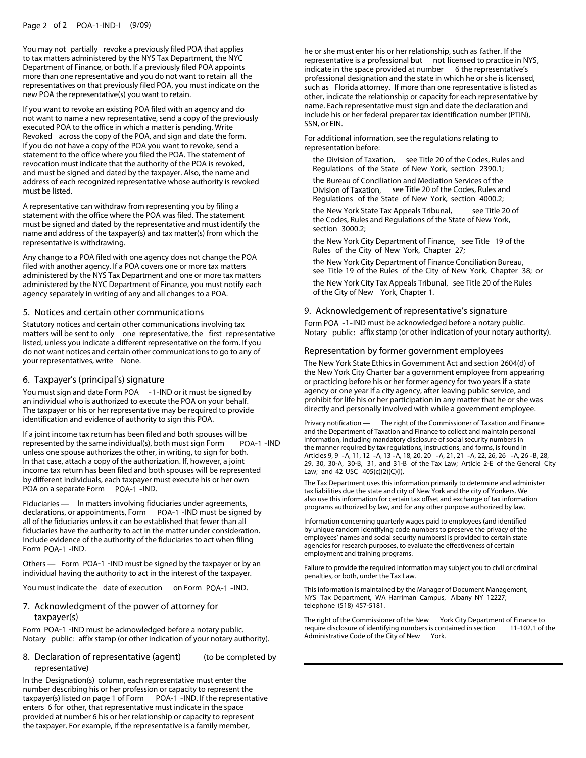You may not *partially* revoke a previously filed POA that applies to tax matters administered by the NYS Tax Department, the NYC Department of Finance, or both. If a previously filed POA appoints more than one representative and you do not want to retain *all* the representatives on that previously filed POA, you must indicate on the new POA the representative(s) you want to retain.

If you want to revoke an existing POA filed with an agency and do not want to name a new representative, send a copy of the previously executed POA to the office in which a matter is pending. Write *Revoked* across the copy of the POA, and sign and date the form. If you do not have a copy of the POA you want to revoke, send a statement to the office where you filed the POA. The statement of revocation must indicate that the authority of the POA is revoked, and must be signed and dated by the taxpayer. Also, the name and address of each recognized representative whose authority is revoked must be listed.

A representative can withdraw from representing you by filing a statement with the office where the POA was filed. The statement must be signed and dated by the representative and must identify the name and address of the taxpayer(s) and tax matter(s) from which the representative is withdrawing.

Any change to a POA filed with one agency does not change the POA filed with another agency. If a POA covers one or more tax matters administered by the NYS Tax Department and one or more tax matters administered by the NYC Department of Finance, you must notify each agency separately in writing of any and all changes to a POA.

## 5. Notices and certain other communications

Statutory notices and certain other communications involving tax matters will be sent to only *one* representative, the *first* representative listed, unless you indicate a different representative on the form. If you do not want notices and certain other communications to go to any of your representatives, write *None*.

## 6. Taxpayer's (principal's) signature

You must sign and date Form POA-1-IND or it must be signed by an individual who is authorized to execute the POA on your behalf. The taxpayer or his or her representative may be required to provide identification and evidence of authority to sign this POA.

If a joint income tax return has been filed and both spouses will be represented by the same individual(s), both must sign Form POA-1-IND unless one spouse authorizes the other, in writing, to sign for both. In that case, attach a copy of the authorization. If, however, a joint income tax return has been filed and both spouses will be represented by different individuals, each taxpayer must execute his or her own POA on a separate Form POA-1-IND.

*Fiduciaries* — In matters involving fiduciaries under agreements, declarations, or appointments, Form POA-1-IND must be signed by all of the fiduciaries unless it can be established that fewer than all fiduciaries have the authority to act in the matter under consideration. Include evidence of the authority of the fiduciaries to act when filing Form POA-1-IND.

*Others* — Form POA-1-IND must be signed by the taxpayer or by an individual having the authority to act in the interest of the taxpayer.

You must indicate the *date of execution* on Form POA-1-IND.

## 7. Acknowledgment of the power of attorney for taxpayer(s)

Form POA-1-IND must be acknowledged before a notary public. *Notary public:* affix stamp (or other indication of your notary authority).

## 8. Declaration of representative (agent) (to be completed by representative)

In the *Designation(s)* column, each representative must enter the number describing his or her profession or capacity to represent the taxpayer(s) listed on page 1 of Form POA-1-IND. If the representative enters *6* for *other*, that representative must indicate in the space provided at number 6 his or her relationship or capacity to represent the taxpayer. For example, if the representative is a family member, he or she must enter his or her relationship, such as *father*. If the representative is a professional but *not* licensed to practice in NYS, indicate in the space provided at number 6 the representative's professional designation and the state in which he or she is licensed, such as *Florida attorney*. If more than one representative is listed as other, indicate the relationship or capacity for each representative by name. Each representative must sign and date the declaration and include his or her federal preparer tax identification number (PTIN), SSN, or EIN.

For additional information, see the regulations relating to representation before:

- the Division of Taxation, see Title 20 of the Codes, Rules and Regulations of the State of New York, section 2390.1;
- the Bureau of Conciliation and Mediation Services of the Division of Taxation, see Title 20 of the Codes, Rules and Regulations of the State of New York, section 4000.2;
- the New York State Tax Appeals Tribunal, see Title 20 of the Codes, Rules and Regulations of the State of New York, section 3000.2;
- the New York City Department of Finance, see Title 19 of the Rules of the City of New York, Chapter 27;
- the New York City Department of Finance Conciliation Bureau, see Title 19 of the Rules of the City of New York, Chapter 38; or
- the New York City Tax Appeals Tribunal, see Title 20 of the Rules of the City of New York, Chapter 1.

## 9. Acknowledgement of representative's signature

Form POA-1-IND must be acknowledged before a notary public. *Notary public:* affix stamp (or other indication of your notary authority).

## Representation by former government employees

The New York State Ethics in Government Act and section 2604(d) of the New York City Charter bar a government employee from appearing or practicing before his or her former agency for two years if a state agency or one year if a city agency, after leaving public service, and prohibit for life his or her participation in any matter that he or she was directly and personally involved with while a government employee.

*Privacy notification* — The right of the Commissioner of Taxation and Finance and the Department of Taxation and Finance to collect and maintain personal information, including mandatory disclosure of social security numbers in the manner required by tax regulations, instructions, and forms, is found in Articles 9, 9-A, 11, 12-A, 13-A, 18, 20, 20-A, 21, 21-A, 22, 26, 26-A, 26-B, 28, 29, 30, 30-A, 30-B, 31, and 31-B of the Tax Law; Article 2-E of the General City Law; and 42 USC 405(c)(2)(C)(i).

The Tax Department uses this information primarily to determine and administer tax liabilities due the state and city of New York and the city of Yonkers. We also use this information for certain tax offset and exchange of tax information programs authorized by law, and for any other purpose authorized by law.

Information concerning quarterly wages paid to employees (and identified by unique random identifying code numbers to preserve the privacy of the employees' names and social security numbers) is provided to certain state agencies for research purposes, to evaluate the effectiveness of certain employment and training programs.

Failure to provide the required information may subject you to civil or criminal penalties, or both, under the Tax Law.

This information is maintained by the Manager of Document Management, NYS Tax Department, WA Harriman Campus, Albany NY 12227; telephone (518) 457-5181.

The right of the Commissioner of the New York City Department of Finance to require disclosure of identifying numbers is contained in section 11-102.1 of the Administrative Code of the City of New York.